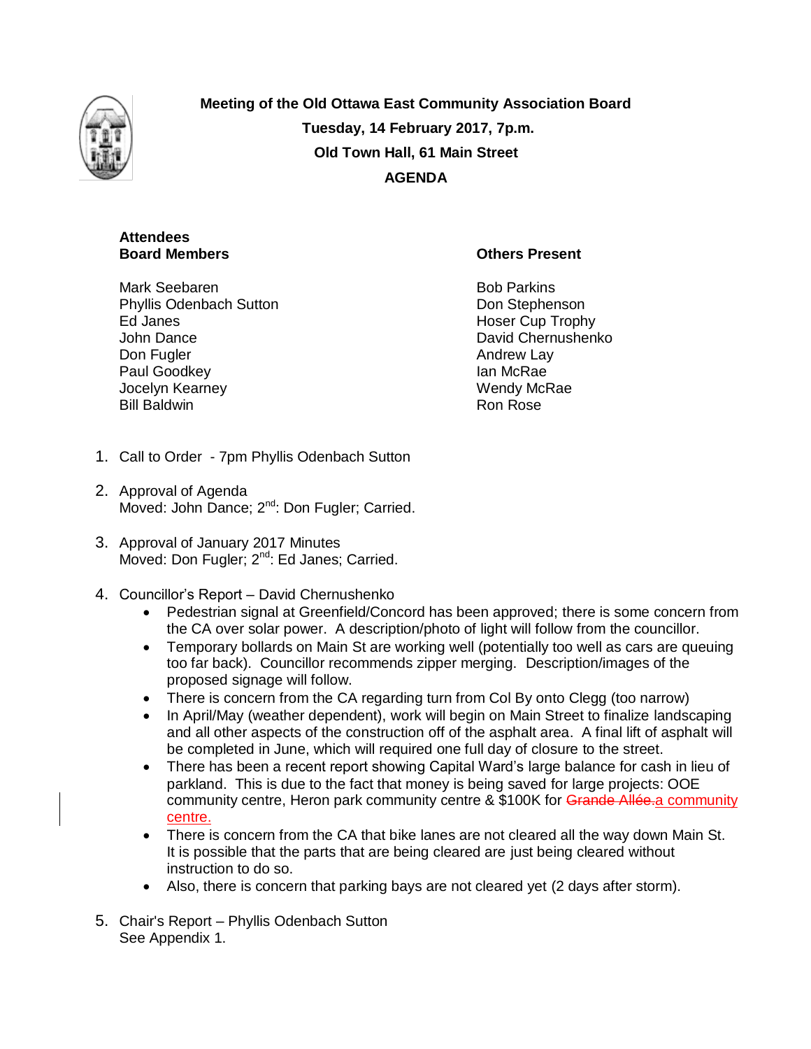**Meeting of the Old Ottawa East Community Association Board**
**Tuesday, 14 February 2017, 7p.m.**
**Old Town Hall, 61 Main Street**
**AGENDA**

**Attendees**

| Board Members | Others Present |
|---|---|
| Mark Seebaren | Bob Parkins |
| Phyllis Odenbach Sutton | Don Stephenson |
| Ed Janes | Hoser Cup Trophy |
| John Dance | David Chernushenko |
| Don Fugler | Andrew Lay |
| Paul Goodkey | Ian McRae |
| Jocelyn Kearney | Wendy McRae |
| Bill Baldwin | Ron Rose |

1. Call to Order - 7pm Phyllis Odenbach Sutton

2. Approval of Agenda
   Moved: John Dance; 2nd: Don Fugler; Carried.

3. Approval of January 2017 Minutes
   Moved: Don Fugler; 2nd: Ed Janes; Carried.

4. Councillor's Report – David Chernushenko
   - Pedestrian signal at Greenfield/Concord has been approved; there is some concern from the CA over solar power. A description/photo of light will follow from the councillor.
   - Temporary bollards on Main St are working well (potentially too well as cars are queuing too far back). Councillor recommends zipper merging. Description/images of the proposed signage will follow.
   - There is concern from the CA regarding turn from Col By onto Clegg (too narrow)
   - In April/May (weather dependent), work will begin on Main Street to finalize landscaping and all other aspects of the construction off of the asphalt area. A final lift of asphalt will be completed in June, which will required one full day of closure to the street.
   - There has been a recent report showing Capital Ward's large balance for cash in lieu of parkland. This is due to the fact that money is being saved for large projects: OOE community centre, Heron park community centre & $100K for ~~Grande Allée.~~a community centre.
   - There is concern from the CA that bike lanes are not cleared all the way down Main St. It is possible that the parts that are being cleared are just being cleared without instruction to do so.
   - Also, there is concern that parking bays are not cleared yet (2 days after storm).

5. Chair's Report – Phyllis Odenbach Sutton
   See Appendix 1.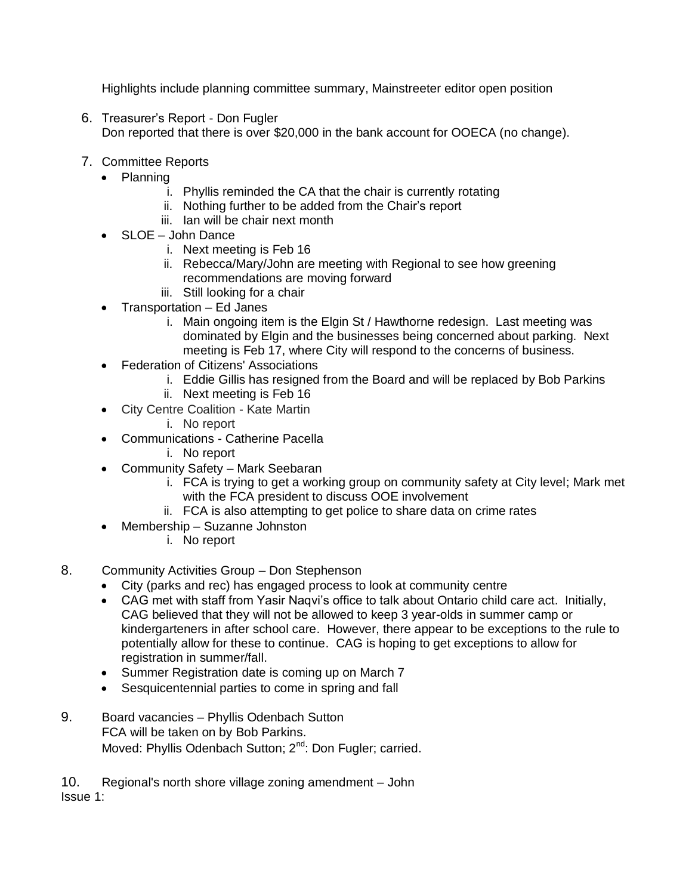Highlights include planning committee summary, Mainstreeter editor open position

6. Treasurer's Report - Don Fugler
   Don reported that there is over $20,000 in the bank account for OOECA (no change).

7. Committee Reports
   - Planning
     i. Phyllis reminded the CA that the chair is currently rotating
     ii. Nothing further to be added from the Chair's report
     iii. Ian will be chair next month
   - SLOE – John Dance
     i. Next meeting is Feb 16
     ii. Rebecca/Mary/John are meeting with Regional to see how greening recommendations are moving forward
     iii. Still looking for a chair
   - Transportation – Ed Janes
     i. Main ongoing item is the Elgin St / Hawthorne redesign. Last meeting was dominated by Elgin and the businesses being concerned about parking. Next meeting is Feb 17, where City will respond to the concerns of business.
   - Federation of Citizens' Associations
     i. Eddie Gillis has resigned from the Board and will be replaced by Bob Parkins
     ii. Next meeting is Feb 16
   - City Centre Coalition - Kate Martin
     i. No report
   - Communications - Catherine Pacella
     i. No report
   - Community Safety – Mark Seebaran
     i. FCA is trying to get a working group on community safety at City level; Mark met with the FCA president to discuss OOE involvement
     ii. FCA is also attempting to get police to share data on crime rates
   - Membership – Suzanne Johnston
     i. No report

8. Community Activities Group – Don Stephenson
   - City (parks and rec) has engaged process to look at community centre
   - CAG met with staff from Yasir Naqvi's office to talk about Ontario child care act. Initially, CAG believed that they will not be allowed to keep 3 year-olds in summer camp or kindergarteners in after school care. However, there appear to be exceptions to the rule to potentially allow for these to continue. CAG is hoping to get exceptions to allow for registration in summer/fall.
   - Summer Registration date is coming up on March 7
   - Sesquicentennial parties to come in spring and fall

9. Board vacancies – Phyllis Odenbach Sutton
   FCA will be taken on by Bob Parkins.
   Moved: Phyllis Odenbach Sutton; 2nd: Don Fugler; carried.

10. Regional's north shore village zoning amendment – John

Issue 1: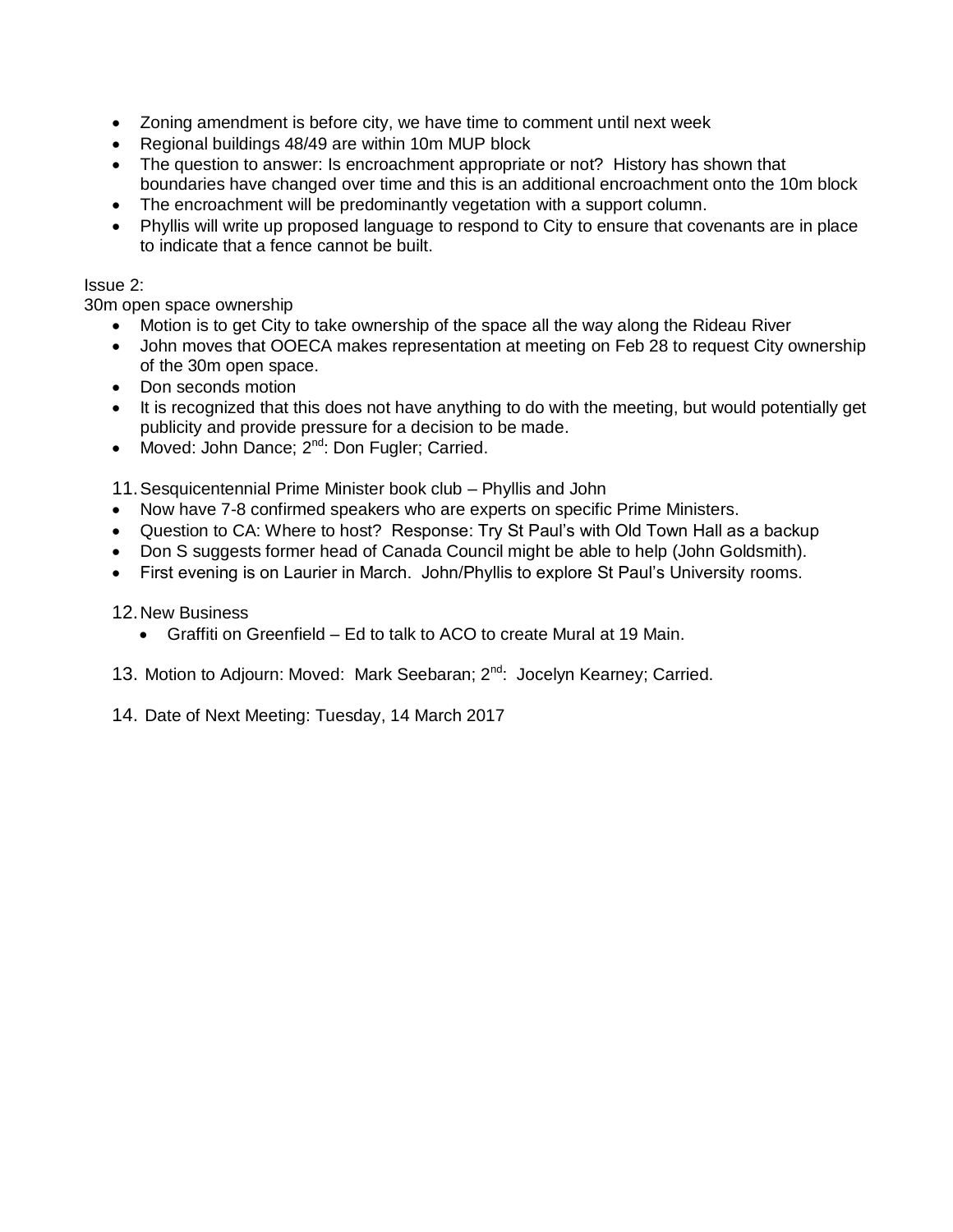- Zoning amendment is before city, we have time to comment until next week
- Regional buildings 48/49 are within 10m MUP block
- The question to answer: Is encroachment appropriate or not? History has shown that boundaries have changed over time and this is an additional encroachment onto the 10m block
- The encroachment will be predominantly vegetation with a support column.
- Phyllis will write up proposed language to respond to City to ensure that covenants are in place to indicate that a fence cannot be built.

Issue 2:
30m open space ownership

- Motion is to get City to take ownership of the space all the way along the Rideau River
- John moves that OOECA makes representation at meeting on Feb 28 to request City ownership of the 30m open space.
- Don seconds motion
- It is recognized that this does not have anything to do with the meeting, but would potentially get publicity and provide pressure for a decision to be made.
- Moved: John Dance; 2nd: Don Fugler; Carried.

11. Sesquicentennial Prime Minister book club – Phyllis and John

- Now have 7-8 confirmed speakers who are experts on specific Prime Ministers.
- Question to CA: Where to host? Response: Try St Paul's with Old Town Hall as a backup
- Don S suggests former head of Canada Council might be able to help (John Goldsmith).
- First evening is on Laurier in March. John/Phyllis to explore St Paul's University rooms.

12. New Business
    - Graffiti on Greenfield – Ed to talk to ACO to create Mural at 19 Main.

13. Motion to Adjourn: Moved: Mark Seebaran; 2nd: Jocelyn Kearney; Carried.

14. Date of Next Meeting: Tuesday, 14 March 2017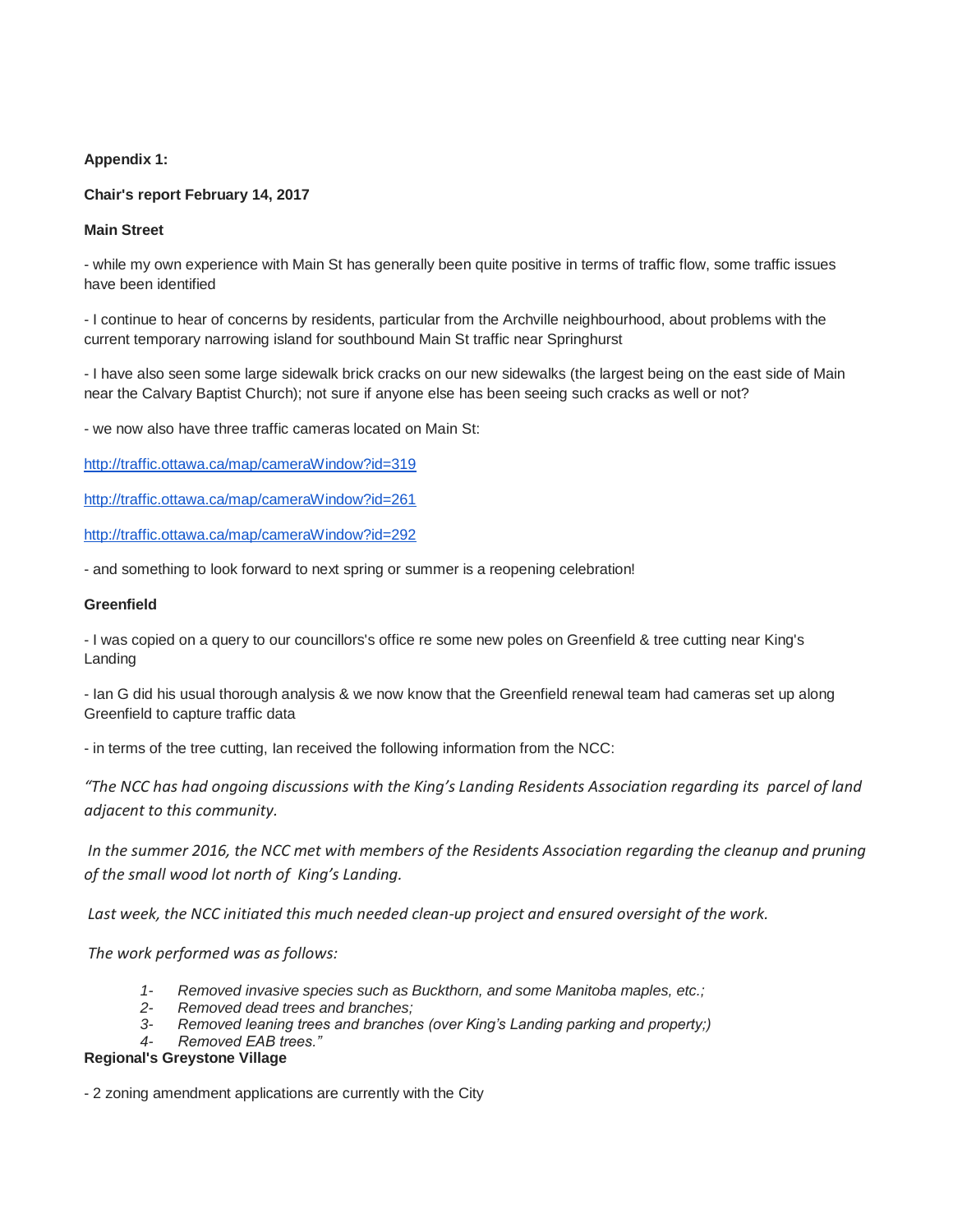**Appendix 1:**

**Chair's report February 14, 2017**

**Main Street**

- while my own experience with Main St has generally been quite positive in terms of traffic flow, some traffic issues have been identified

- I continue to hear of concerns by residents, particular from the Archville neighbourhood, about problems with the current temporary narrowing island for southbound Main St traffic near Springhurst

- I have also seen some large sidewalk brick cracks on our new sidewalks (the largest being on the east side of Main near the Calvary Baptist Church); not sure if anyone else has been seeing such cracks as well or not?

- we now also have three traffic cameras located on Main St:

http://traffic.ottawa.ca/map/cameraWindow?id=319

http://traffic.ottawa.ca/map/cameraWindow?id=261

http://traffic.ottawa.ca/map/cameraWindow?id=292

- and something to look forward to next spring or summer is a reopening celebration!

**Greenfield**

- I was copied on a query to our councillors's office re some new poles on Greenfield & tree cutting near King's Landing

- Ian G did his usual thorough analysis & we now know that the Greenfield renewal team had cameras set up along Greenfield to capture traffic data

- in terms of the tree cutting, Ian received the following information from the NCC:

*"The NCC has had ongoing discussions with the King's Landing Residents Association regarding its parcel of land adjacent to this community.*

*In the summer 2016, the NCC met with members of the Residents Association regarding the cleanup and pruning of the small wood lot north of King's Landing.*

*Last week, the NCC initiated this much needed clean-up project and ensured oversight of the work.*

*The work performed was as follows:*

1- *Removed invasive species such as Buckthorn, and some Manitoba maples, etc.;*
2- *Removed dead trees and branches;*
3- *Removed leaning trees and branches (over King's Landing parking and property;)*
4- *Removed EAB trees."*

**Regional's Greystone Village**

- 2 zoning amendment applications are currently with the City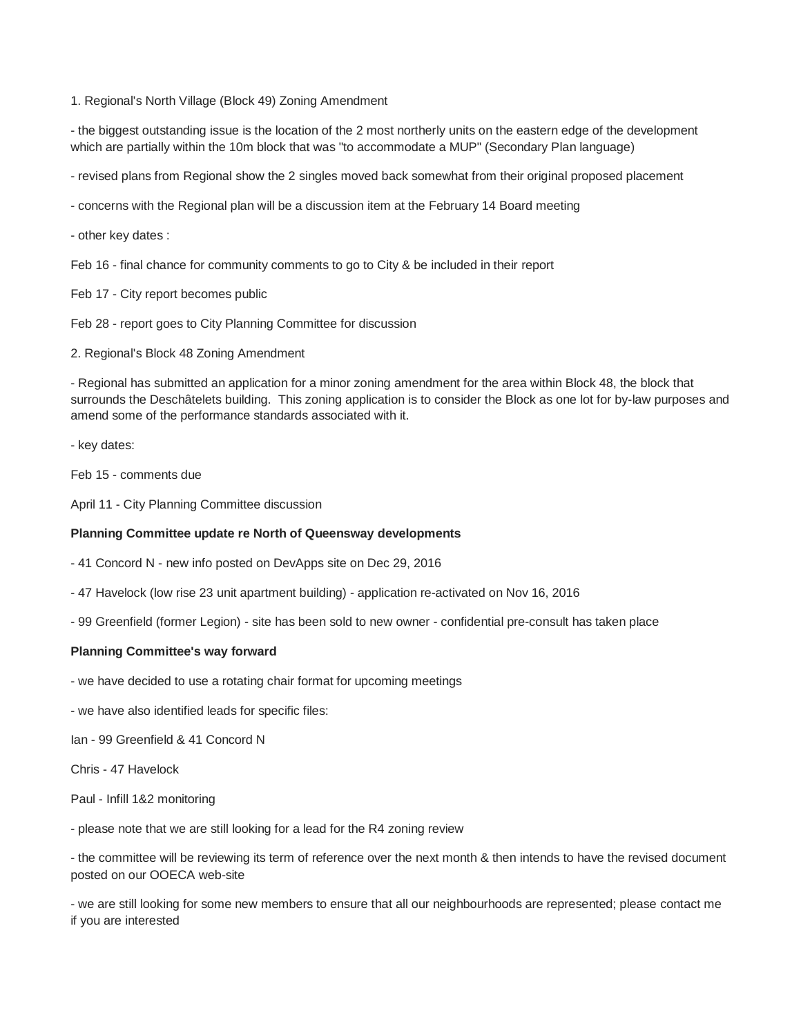1. Regional's North Village (Block 49) Zoning Amendment

- the biggest outstanding issue is the location of the 2 most northerly units on the eastern edge of the development which are partially within the 10m block that was "to accommodate a MUP" (Secondary Plan language)

- revised plans from Regional show the 2 singles moved back somewhat from their original proposed placement

- concerns with the Regional plan will be a discussion item at the February 14 Board meeting

- other key dates :

Feb 16 - final chance for community comments to go to City & be included in their report

Feb 17 - City report becomes public

Feb 28 - report goes to City Planning Committee for discussion

2. Regional's Block 48 Zoning Amendment

- Regional has submitted an application for a minor zoning amendment for the area within Block 48, the block that surrounds the Deschâtelets building. This zoning application is to consider the Block as one lot for by-law purposes and amend some of the performance standards associated with it.

- key dates:

Feb 15 - comments due

April 11 - City Planning Committee discussion

**Planning Committee update re North of Queensway developments**

- 41 Concord N - new info posted on DevApps site on Dec 29, 2016

- 47 Havelock (low rise 23 unit apartment building) - application re-activated on Nov 16, 2016

- 99 Greenfield (former Legion) - site has been sold to new owner - confidential pre-consult has taken place

**Planning Committee's way forward**

- we have decided to use a rotating chair format for upcoming meetings

- we have also identified leads for specific files:

Ian - 99 Greenfield & 41 Concord N

Chris - 47 Havelock

Paul - Infill 1&2 monitoring

- please note that we are still looking for a lead for the R4 zoning review

- the committee will be reviewing its term of reference over the next month & then intends to have the revised document posted on our OOECA web-site

- we are still looking for some new members to ensure that all our neighbourhoods are represented; please contact me if you are interested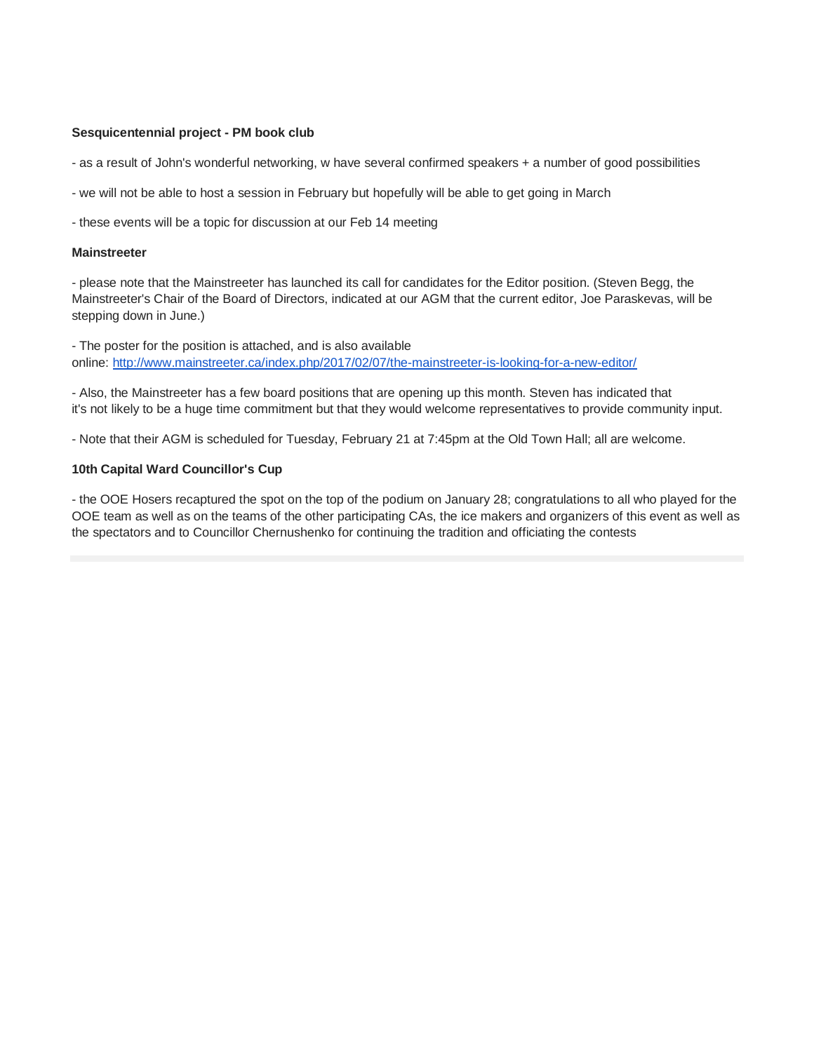**Sesquicentennial project - PM book club**

- as a result of John's wonderful networking, w have several confirmed speakers + a number of good possibilities

- we will not be able to host a session in February but hopefully will be able to get going in March

- these events will be a topic for discussion at our Feb 14 meeting

**Mainstreeter**

- please note that the Mainstreeter has launched its call for candidates for the Editor position. (Steven Begg, the Mainstreeter's Chair of the Board of Directors, indicated at our AGM that the current editor, Joe Paraskevas, will be stepping down in June.)

- The poster for the position is attached, and is also available online: http://www.mainstreeter.ca/index.php/2017/02/07/the-mainstreeter-is-looking-for-a-new-editor/

- Also, the Mainstreeter has a few board positions that are opening up this month. Steven has indicated that it's not likely to be a huge time commitment but that they would welcome representatives to provide community input.

- Note that their AGM is scheduled for Tuesday, February 21 at 7:45pm at the Old Town Hall; all are welcome.

**10th Capital Ward Councillor's Cup**

- the OOE Hosers recaptured the spot on the top of the podium on January 28; congratulations to all who played for the OOE team as well as on the teams of the other participating CAs, the ice makers and organizers of this event as well as the spectators and to Councillor Chernushenko for continuing the tradition and officiating the contests